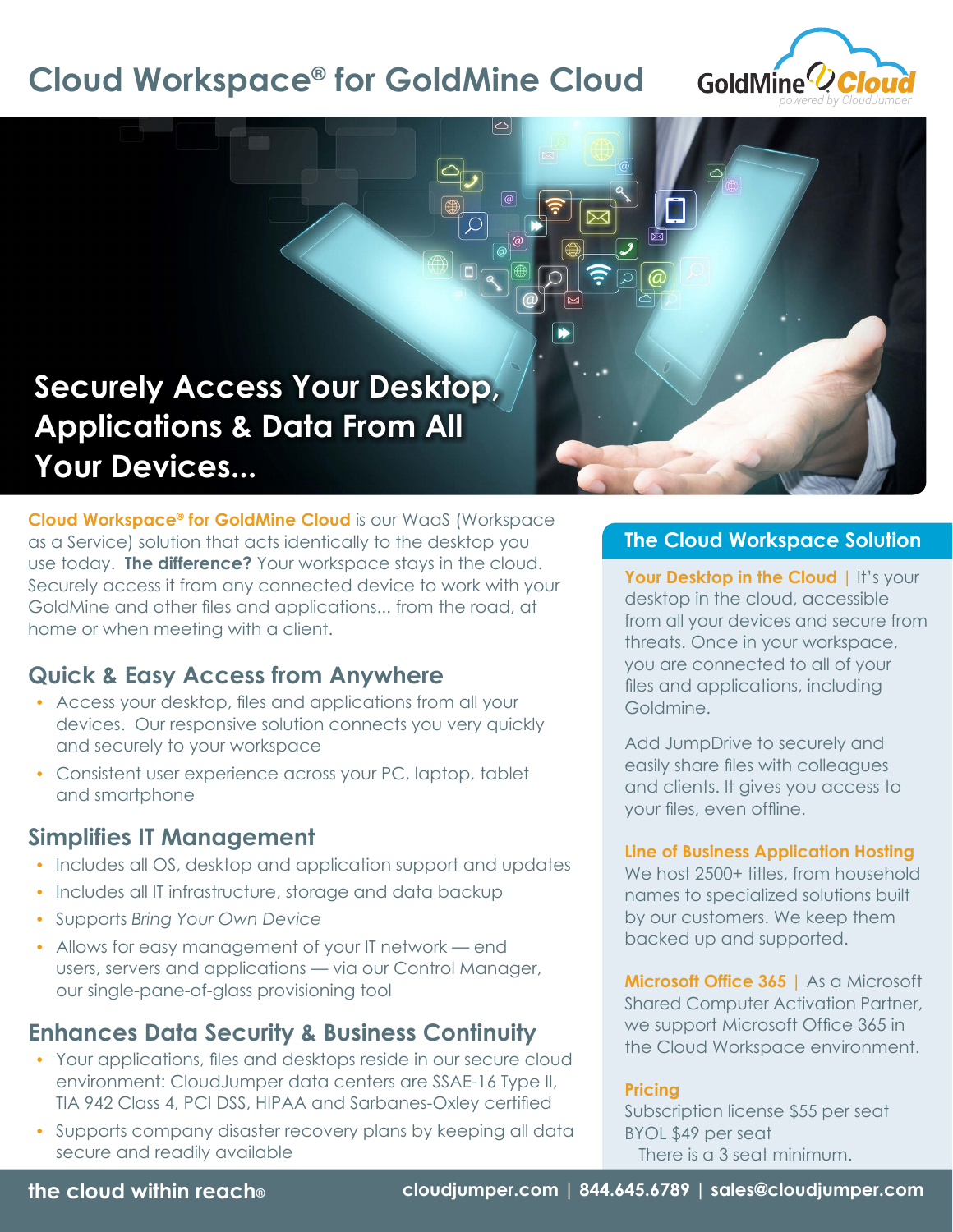# Cloud Workspace® for GoldMine Cloud

GoldMine Cloud powered by CloudJumper

## Securely Access Your Desktop, Applications & Data From All Your Devices...

**Cloud Workspace® for GoldMine Cloud** is our WaaS (Workspace as a Service) solution that acts identically to the desktop you use today. **The difference?** Your workspace stays in the cloud. Securely access it from any connected device to work with your GoldMine and other files and applications... from the road, at home or when meeting with a client.

### Quick & Easy Access from Anywhere

- Access your desktop, files and applications from all your devices. Our responsive solution connects you very quickly and securely to your workspace
- Consistent user experience across your PC, laptop, tablet and smartphone

### Simplifies IT Management

- Includes all OS, desktop and application support and updates
- Includes all IT infrastructure, storage and data backup
- Supports *Bring Your Own Device*
- Allows for easy management of your IT network — end users, servers and applications — via our Control Manager, our single-pane-of-glass provisioning tool

### Enhances Data Security & Business Continuity

- Your applications, files and desktops reside in our secure cloud environment: CloudJumper data centers are SSAE-16 Type II, TIA 942 Class 4, PCI DSS, HIPAA and Sarbanes-Oxley certified
- Supports company disaster recovery plans by keeping all data secure and readily available

### The Cloud Workspace Solution

**Your Desktop in the Cloud** | It's your desktop in the cloud, accessible from all your devices and secure from threats. Once in your workspace, you are connected to all of your files and applications, including Goldmine.

Add JumpDrive to securely and easily share files with colleagues and clients. It gives you access to your files, even offline.

**Line of Business Application Hosting**
We host 2500+ titles, from household names to specialized solutions built by our customers. We keep them backed up and supported.

**Microsoft Office 365** | As a Microsoft Shared Computer Activation Partner, we support Microsoft Office 365 in the Cloud Workspace environment.

**Pricing**
Subscription license $55 per seat
BYOL $49 per seat
There is a 3 seat minimum.

**the cloud within reach®** cloudjumper.com | 844.645.6789 | sales@cloudjumper.com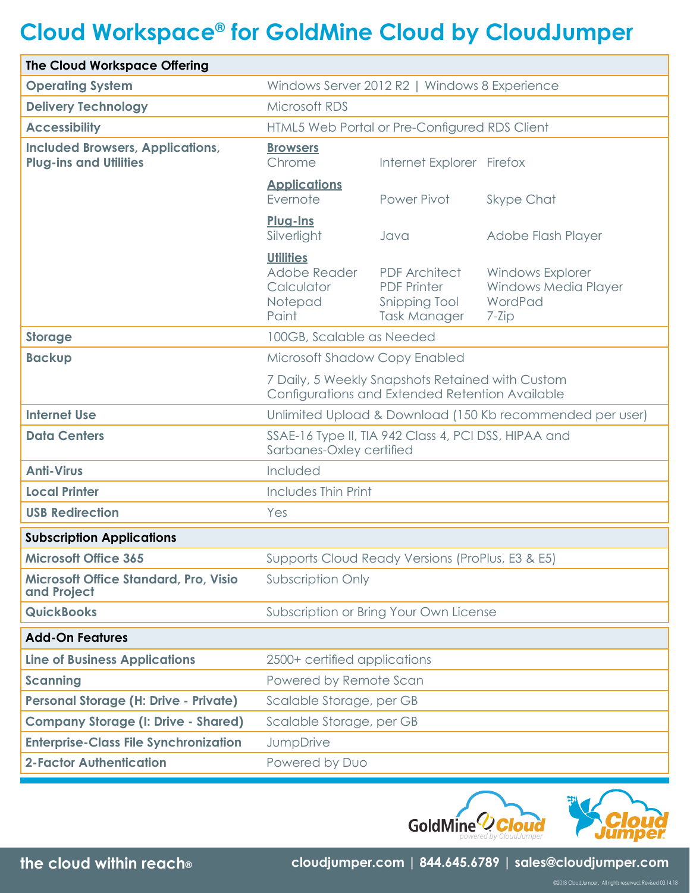# Cloud Workspace® for GoldMine Cloud by CloudJumper

| The Cloud Workspace Offering | | | |
|---|---|---|---|
| **Operating System** | Windows Server 2012 R2 \| Windows 8 Experience | | |
| **Delivery Technology** | Microsoft RDS | | |
| **Accessibility** | HTML5 Web Portal or Pre-Configured RDS Client | | |
| **Included Browsers, Applications, Plug-ins and Utilities** | **Browsers** | | |
| | Chrome | Internet Explorer | Firefox |
| | **Applications** | | |
| | Evernote | Power Pivot | Skype Chat |
| | **Plug-Ins** | | |
| | Silverlight | Java | Adobe Flash Player |
| | **Utilities** | | |
| | Adobe Reader | PDF Architect | Windows Explorer |
| | Calculator | PDF Printer | Windows Media Player |
| | Notepad | Snipping Tool | WordPad |
| | Paint | Task Manager | 7-Zip |
| **Storage** | 100GB, Scalable as Needed | | |
| **Backup** | Microsoft Shadow Copy Enabled | | |
| | 7 Daily, 5 Weekly Snapshots Retained with Custom Configurations and Extended Retention Available | | |
| **Internet Use** | Unlimited Upload & Download (150 Kb recommended per user) | | |
| **Data Centers** | SSAE-16 Type II, TIA 942 Class 4, PCI DSS, HIPAA and Sarbanes-Oxley certified | | |
| **Anti-Virus** | Included | | |
| **Local Printer** | Includes Thin Print | | |
| **USB Redirection** | Yes | | |

| Subscription Applications | |
|---|---|
| **Microsoft Office 365** | Supports Cloud Ready Versions (ProPlus, E3 & E5) |
| **Microsoft Office Standard, Pro, Visio and Project** | Subscription Only |
| **QuickBooks** | Subscription or Bring Your Own License |

| Add-On Features | |
|---|---|
| **Line of Business Applications** | 2500+ certified applications |
| **Scanning** | Powered by Remote Scan |
| **Personal Storage (H: Drive - Private)** | Scalable Storage, per GB |
| **Company Storage (I: Drive - Shared)** | Scalable Storage, per GB |
| **Enterprise-Class File Synchronization** | JumpDrive |
| **2-Factor Authentication** | Powered by Duo |

GoldMine Cloud powered by CloudJumper

CloudJumper

**the cloud within reach®**

**cloudjumper.com | 844.645.6789 | sales@cloudjumper.com**

©2018 CloudJumper. All rights reserved. Revised 03.14.18